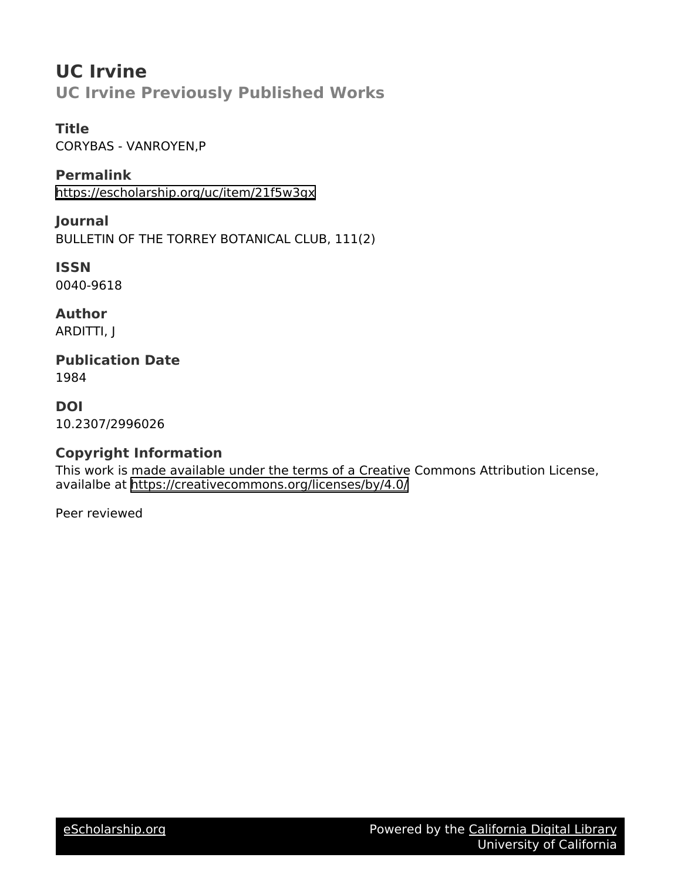# UC Irvine

## UC Irvine Previously Published Works

### Title

CORYBAS - VANROYEN,P

### Permalink

https://escholarship.org/uc/item/21f5w3qx

### Journal

BULLETIN OF THE TORREY BOTANICAL CLUB, 111(2)

### ISSN

0040-9618

### Author

ARDITTI, J

### Publication Date

1984

### DOI

10.2307/2996026

### Copyright Information

This work is made available under the terms of a Creative Commons Attribution License, availalbe at https://creativecommons.org/licenses/by/4.0/

Peer reviewed

eScholarship.org Powered by the California Digital Library University of California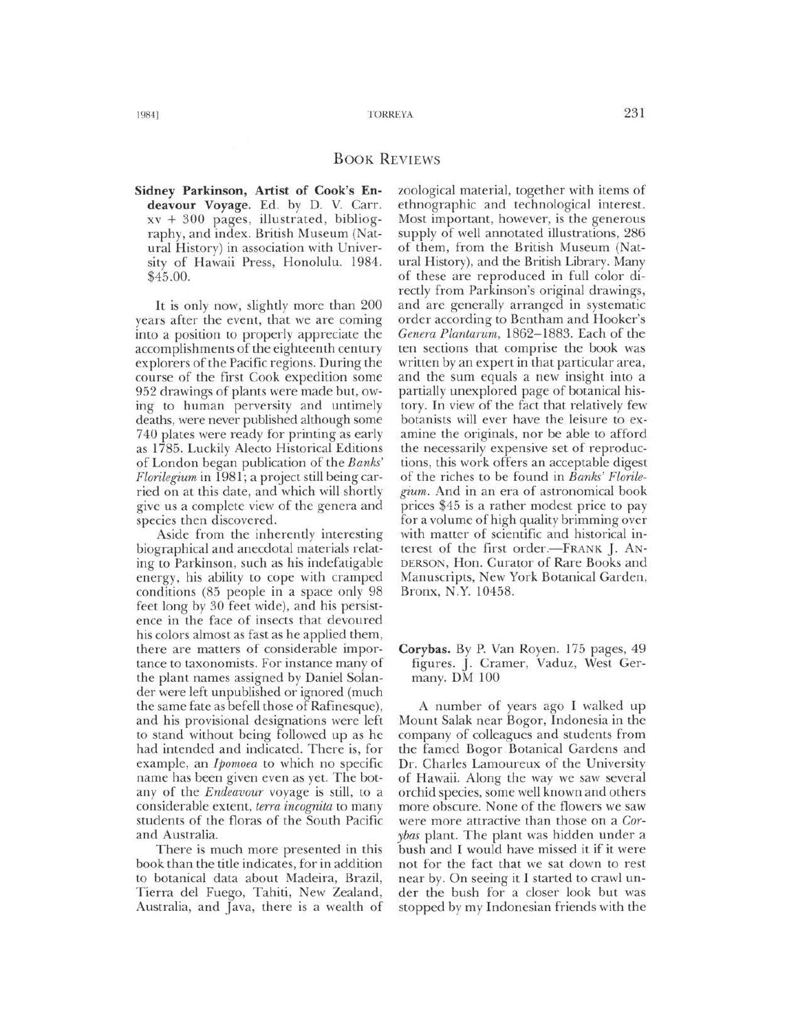## Book Reviews

**Sidney Parkinson, Artist of Cook's Endeavour Voyage.** Ed. by D. V. Carr. xv + 300 pages, illustrated, bibliography, and index. British Museum (Natural History) in association with University of Hawaii Press, Honolulu. 1984. $45.00.

It is only now, slightly more than 200 years after the event, that we are coming into a position to properly appreciate the accomplishments of the eighteenth century explorers of the Pacific regions. During the course of the first Cook expedition some 952 drawings of plants were made but, owing to human perversity and untimely deaths, were never published although some 740 plates were ready for printing as early as 1785. Luckily Alecto Historical Editions of London began publication of the *Banks' Florilegium* in 1981; a project still being carried on at this date, and which will shortly give us a complete view of the genera and species then discovered.

Aside from the inherently interesting biographical and anecdotal materials relating to Parkinson, such as his indefatigable energy, his ability to cope with cramped conditions (85 people in a space only 98 feet long by 30 feet wide), and his persistence in the face of insects that devoured his colors almost as fast as he applied them, there are matters of considerable importance to taxonomists. For instance many of the plant names assigned by Daniel Solander were left unpublished or ignored (much the same fate as befell those of Rafinesque), and his provisional designations were left to stand without being followed up as he had intended and indicated. There is, for example, an *Ipomoea* to which no specific name has been given even as yet. The botany of the *Endeavour* voyage is still, to a considerable extent, *terra incognita* to many students of the floras of the South Pacific and Australia.

There is much more presented in this book than the title indicates, for in addition to botanical data about Madeira, Brazil, Tierra del Fuego, Tahiti, New Zealand, Australia, and Java, there is a wealth of zoological material, together with items of ethnographic and technological interest. Most important, however, is the generous supply of well annotated illustrations, 286 of them, from the British Museum (Natural History), and the British Library. Many of these are reproduced in full color directly from Parkinson's original drawings, and are generally arranged in systematic order according to Bentham and Hooker's *Genera Plantarum*, 1862–1883. Each of the ten sections that comprise the book was written by an expert in that particular area, and the sum equals a new insight into a partially unexplored page of botanical history. In view of the fact that relatively few botanists will ever have the leisure to examine the originals, nor be able to afford the necessarily expensive set of reproductions, this work offers an acceptable digest of the riches to be found in *Banks' Florilegium*. And in an era of astronomical book prices $45 is a rather modest price to pay for a volume of high quality brimming over with matter of scientific and historical interest of the first order.—Frank J. Anderson, Hon. Curator of Rare Books and Manuscripts, New York Botanical Garden, Bronx, N.Y. 10458.

**Corybas.** By P. Van Royen. 175 pages, 49 figures. J. Cramer, Vaduz, West Germany. DM 100

A number of years ago I walked up Mount Salak near Bogor, Indonesia in the company of colleagues and students from the famed Bogor Botanical Gardens and Dr. Charles Lamoureux of the University of Hawaii. Along the way we saw several orchid species, some well known and others more obscure. None of the flowers we saw were more attractive than those on a *Corybas* plant. The plant was hidden under a bush and I would have missed it if it were not for the fact that we sat down to rest near by. On seeing it I started to crawl under the bush for a closer look but was stopped by my Indonesian friends with the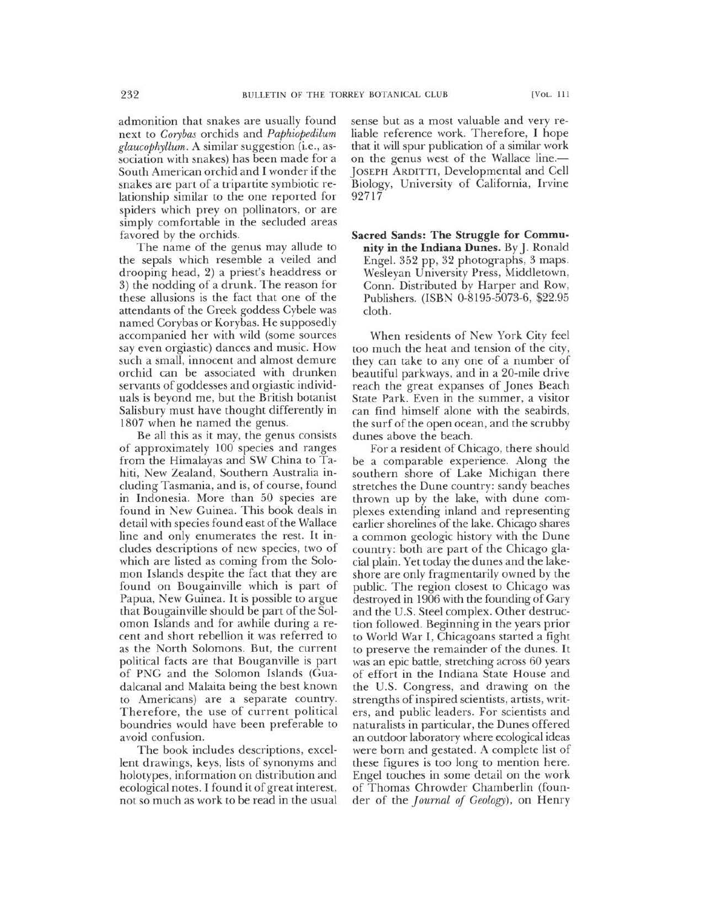admonition that snakes are usually found next to *Corybas* orchids and *Paphiopedilum glaucophyllum*. A similar suggestion (i.e., association with snakes) has been made for a South American orchid and I wonder if the snakes are part of a tripartite symbiotic relationship similar to the one reported for spiders which prey on pollinators, or are simply comfortable in the secluded areas favored by the orchids.

The name of the genus may allude to the sepals which resemble a veiled and drooping head, 2) a priest's headdress or 3) the nodding of a drunk. The reason for these allusions is the fact that one of the attendants of the Greek goddess Cybele was named Corybas or Korybas. He supposedly accompanied her with wild (some sources say even orgiastic) dances and music. How such a small, innocent and almost demure orchid can be associated with drunken servants of goddesses and orgiastic individuals is beyond me, but the British botanist Salisbury must have thought differently in 1807 when he named the genus.

Be all this as it may, the genus consists of approximately 100 species and ranges from the Himalayas and SW China to Tahiti, New Zealand, Southern Australia including Tasmania, and is, of course, found in Indonesia. More than 50 species are found in New Guinea. This book deals in detail with species found east of the Wallace line and only enumerates the rest. It includes descriptions of new species, two of which are listed as coming from the Solomon Islands despite the fact that they are found on Bougainville which is part of Papua, New Guinea. It is possible to argue that Bougainville should be part of the Solomon Islands and for awhile during a recent and short rebellion it was referred to as the North Solomons. But, the current political facts are that Bouganville is part of PNG and the Solomon Islands (Guadalcanal and Malaita being the best known to Americans) are a separate country. Therefore, the use of current political boundries would have been preferable to avoid confusion.

The book includes descriptions, excellent drawings, keys, lists of synonyms and holotypes, information on distribution and ecological notes. I found it of great interest, not so much as work to be read in the usual sense but as a most valuable and very reliable reference work. Therefore, I hope that it will spur publication of a similar work on the genus west of the Wallace line.—JOSEPH ARDITTI, Developmental and Cell Biology, University of California, Irvine 92717

**Sacred Sands: The Struggle for Community in the Indiana Dunes.** By J. Ronald Engel. 352 pp, 32 photographs, 3 maps. Wesleyan University Press, Middletown, Conn. Distributed by Harper and Row, Publishers. (ISBN 0-8195-5073-6, $22.95 cloth.

When residents of New York City feel too much the heat and tension of the city, they can take to any one of a number of beautiful parkways, and in a 20-mile drive reach the great expanses of Jones Beach State Park. Even in the summer, a visitor can find himself alone with the seabirds, the surf of the open ocean, and the scrubby dunes above the beach.

For a resident of Chicago, there should be a comparable experience. Along the southern shore of Lake Michigan there stretches the Dune country: sandy beaches thrown up by the lake, with dune complexes extending inland and representing earlier shorelines of the lake. Chicago shares a common geologic history with the Dune country: both are part of the Chicago glacial plain. Yet today the dunes and the lakeshore are only fragmentarily owned by the public. The region closest to Chicago was destroyed in 1906 with the founding of Gary and the U.S. Steel complex. Other destruction followed. Beginning in the years prior to World War I, Chicagoans started a fight to preserve the remainder of the dunes. It was an epic battle, stretching across 60 years of effort in the Indiana State House and the U.S. Congress, and drawing on the strengths of inspired scientists, artists, writers, and public leaders. For scientists and naturalists in particular, the Dunes offered an outdoor laboratory where ecological ideas were born and gestated. A complete list of these figures is too long to mention here. Engel touches in some detail on the work of Thomas Chrowder Chamberlin (founder of the *Journal of Geology*), on Henry